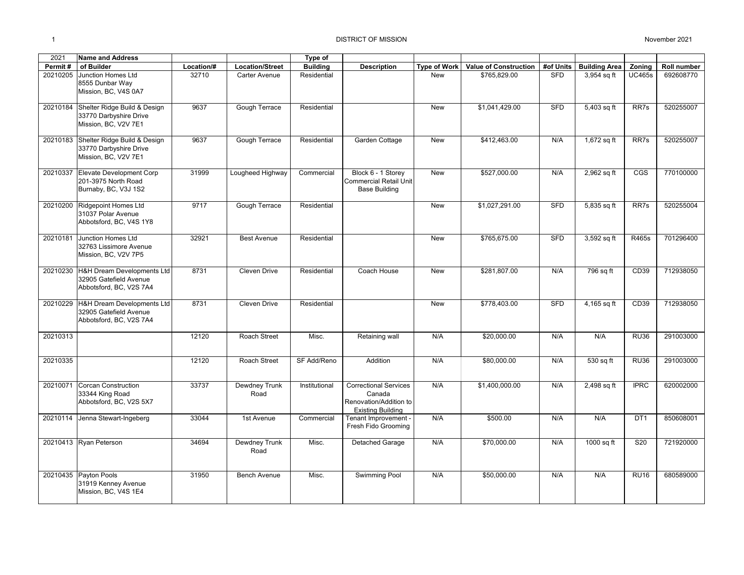DISTRICT OF MISSION

November 2021

| 2021 Permit # | Name and Address of Builder | Location/# | Location/Street | Type of Building | Description | Type of Work | Value of Construction | #of Units | Building Area | Zoning | Roll number |
|---|---|---|---|---|---|---|---|---|---|---|---|
| 20210205 | Junction Homes Ltd 8555 Dunbar Way Mission, BC, V4S 0A7 | 32710 | Carter Avenue | Residential | | New | $765,829.00 | SFD | 3,954 sq ft | UC465s | 692608770 |
| 20210184 | Shelter Ridge Build & Design 33770 Darbyshire Drive Mission, BC, V2V 7E1 | 9637 | Gough Terrace | Residential | | New | $1,041,429.00 | SFD | 5,403 sq ft | RR7s | 520255007 |
| 20210183 | Shelter Ridge Build & Design 33770 Darbyshire Drive Mission, BC, V2V 7E1 | 9637 | Gough Terrace | Residential | Garden Cottage | New | $412,463.00 | N/A | 1,672 sq ft | RR7s | 520255007 |
| 20210337 | Elevate Development Corp 201-3975 North Road Burnaby, BC, V3J 1S2 | 31999 | Lougheed Highway | Commercial | Block 6 - 1 Storey Commercial Retail Unit Base Building | New | $527,000.00 | N/A | 2,962 sq ft | CGS | 770100000 |
| 20210200 | Ridgepoint Homes Ltd 31037 Polar Avenue Abbotsford, BC, V4S 1Y8 | 9717 | Gough Terrace | Residential | | New | $1,027,291.00 | SFD | 5,835 sq ft | RR7s | 520255004 |
| 20210181 | Junction Homes Ltd 32763 Lissimore Avenue Mission, BC, V2V 7P5 | 32921 | Best Avenue | Residential | | New | $765,675.00 | SFD | 3,592 sq ft | R465s | 701296400 |
| 20210230 | H&H Dream Developments Ltd 32905 Gatefield Avenue Abbotsford, BC, V2S 7A4 | 8731 | Cleven Drive | Residential | Coach House | New | $281,807.00 | N/A | 796 sq ft | CD39 | 712938050 |
| 20210229 | H&H Dream Developments Ltd 32905 Gatefield Avenue Abbotsford, BC, V2S 7A4 | 8731 | Cleven Drive | Residential | | New | $778,403.00 | SFD | 4,165 sq ft | CD39 | 712938050 |
| 20210313 | | 12120 | Roach Street | Misc. | Retaining wall | N/A | $20,000.00 | N/A | N/A | RU36 | 291003000 |
| 20210335 | | 12120 | Roach Street | SF Add/Reno | Addition | N/A | $80,000.00 | N/A | 530 sq ft | RU36 | 291003000 |
| 20210071 | Corcan Construction 33344 King Road Abbotsford, BC, V2S 5X7 | 33737 | Dewdney Trunk Road | Institutional | Correctional Services Canada Renovation/Addition to Existing Building | N/A | $1,400,000.00 | N/A | 2,498 sq ft | IPRC | 620002000 |
| 20210114 | Jenna Stewart-Ingeberg | 33044 | 1st Avenue | Commercial | Tenant Improvement - Fresh Fido Grooming | N/A | $500.00 | N/A | N/A | DT1 | 850608001 |
| 20210413 | Ryan Peterson | 34694 | Dewdney Trunk Road | Misc. | Detached Garage | N/A | $70,000.00 | N/A | 1000 sq ft | S20 | 721920000 |
| 20210435 | Payton Pools 31919 Kenney Avenue Mission, BC, V4S 1E4 | 31950 | Bench Avenue | Misc. | Swimming Pool | N/A | $50,000.00 | N/A | N/A | RU16 | 680589000 |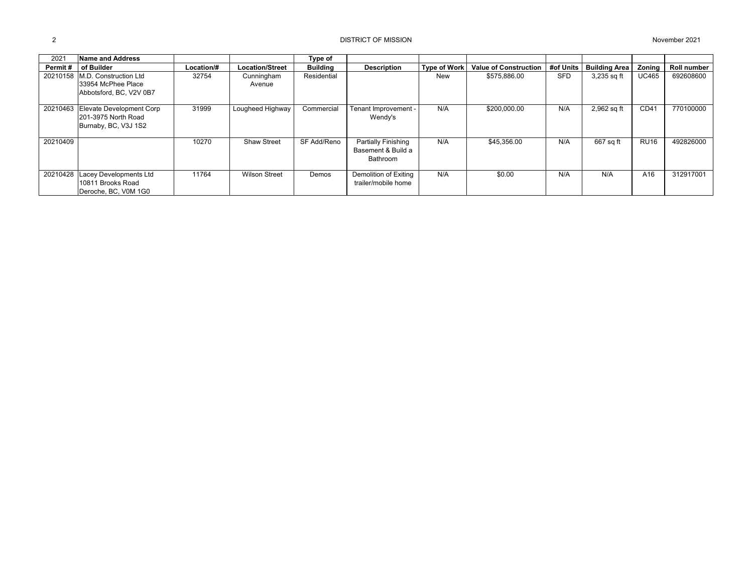| 2021 Permit # | Name and Address of Builder | Location/# | Location/Street | Type of Building | Description | Type of Work | Value of Construction | #of Units | Building Area | Zoning | Roll number |
|---|---|---|---|---|---|---|---|---|---|---|---|
| 20210158 | M.D. Construction Ltd 33954 McPhee Place Abbotsford, BC, V2V 0B7 | 32754 | Cunningham Avenue | Residential | | New | $575,886.00 | SFD | 3,235 sq ft | UC465 | 692608600 |
| 20210463 | Elevate Development Corp 201-3975 North Road Burnaby, BC, V3J 1S2 | 31999 | Lougheed Highway | Commercial | Tenant Improvement - Wendy's | N/A | $200,000.00 | N/A | 2,962 sq ft | CD41 | 770100000 |
| 20210409 | | 10270 | Shaw Street | SF Add/Reno | Partially Finishing Basement & Build a Bathroom | N/A | $45,356.00 | N/A | 667 sq ft | RU16 | 492826000 |
| 20210428 | Lacey Developments Ltd 10811 Brooks Road Deroche, BC, V0M 1G0 | 11764 | Wilson Street | Demos | Demolition of Exiting trailer/mobile home | N/A | $0.00 | N/A | N/A | A16 | 312917001 |